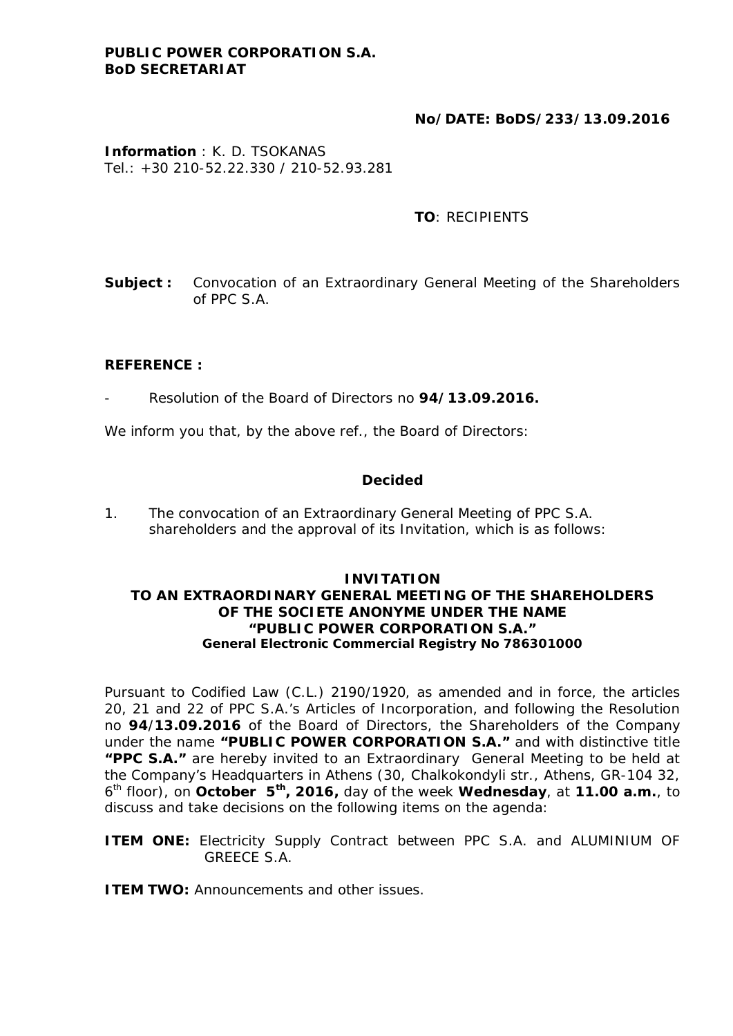**PUBLIC POWER CORPORATION S.A.**
**BoD SECRETARIAT**

**No/DATE: BoDS/233/13.09.2016**

**Information** : K. D. TSOKANAS
Tel.: +30 210-52.22.330 / 210-52.93.281

**TO**: RECIPIENTS

**Subject :** Convocation of an Extraordinary General Meeting of the Shareholders of PPC S.A.

**REFERENCE :**

- Resolution of the Board of Directors no **94/13.09.2016.**

We inform you that, by the above ref., the Board of Directors:

**Decided**

1. The convocation of an Extraordinary General Meeting of PPC S.A. shareholders and the approval of its Invitation, which is as follows:

**INVITATION**
**TO AN EXTRAORDINARY GENERAL MEETING OF THE SHAREHOLDERS OF THE SOCIETE ANONYME UNDER THE NAME "PUBLIC POWER CORPORATION S.A."**
**General Electronic Commercial Registry No 786301000**

Pursuant to Codified Law (C.L.) 2190/1920, as amended and in force, the articles 20, 21 and 22 of PPC S.A.'s Articles of Incorporation, and following the Resolution no **94/13.09.2016** of the Board of Directors, the Shareholders of the Company under the name **"PUBLIC POWER CORPORATION S.A."** and with distinctive title **"PPC S.A."** are hereby invited to an Extraordinary General Meeting to be held at the Company's Headquarters in Athens (30, Chalkokondyli str., Athens, GR-104 32, 6th floor), on **October 5th, 2016,** day of the week **Wednesday**, at **11.00 a.m.**, to discuss and take decisions on the following items on the agenda:

**ITEM ONE:** Electricity Supply Contract between PPC S.A. and ALUMINIUM OF GREECE S.A.

**ITEM TWO:** Announcements and other issues.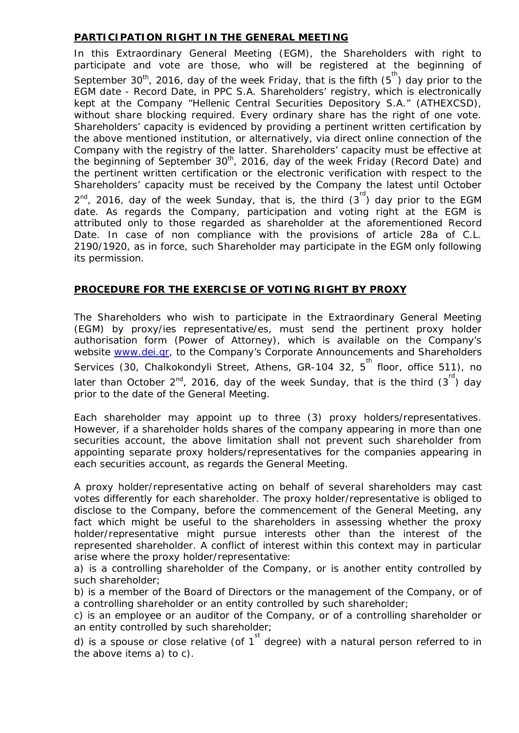## PARTICIPATION RIGHT IN THE GENERAL MEETING

In this Extraordinary General Meeting (EGM), the Shareholders with right to participate and vote are those, who will be registered at the beginning of September 30th, 2016, day of the week Friday, that is the fifth (5th) day prior to the EGM date - Record Date, in PPC S.A. Shareholders' registry, which is electronically kept at the Company "Hellenic Central Securities Depository S.A." (ATHEXCSD), without share blocking required. Every ordinary share has the right of one vote. Shareholders' capacity is evidenced by providing a pertinent written certification by the above mentioned institution, or alternatively, via direct online connection of the Company with the registry of the latter. Shareholders' capacity must be effective at the beginning of September 30th, 2016, day of the week Friday (Record Date) and the pertinent written certification or the electronic verification with respect to the Shareholders' capacity must be received by the Company the latest until October 2nd, 2016, day of the week Sunday, that is, the third (3rd) day prior to the EGM date. As regards the Company, participation and voting right at the EGM is attributed only to those regarded as shareholder at the aforementioned Record Date. In case of non compliance with the provisions of article 28a of C.L. 2190/1920, as in force, such Shareholder may participate in the EGM only following its permission.

## PROCEDURE FOR THE EXERCISE OF VOTING RIGHT BY PROXY

The Shareholders who wish to participate in the Extraordinary General Meeting (EGM) by proxy/ies representative/es, must send the pertinent proxy holder authorisation form (Power of Attorney), which is available on the Company's website www.dei.gr, to the Company's Corporate Announcements and Shareholders Services (30, Chalkokondyli Street, Athens, GR-104 32, 5th floor, office 511), no later than October 2nd, 2016, day of the week Sunday, that is the third (3rd) day prior to the date of the General Meeting.

Each shareholder may appoint up to three (3) proxy holders/representatives. However, if a shareholder holds shares of the company appearing in more than one securities account, the above limitation shall not prevent such shareholder from appointing separate proxy holders/representatives for the companies appearing in each securities account, as regards the General Meeting.

A proxy holder/representative acting on behalf of several shareholders may cast votes differently for each shareholder. The proxy holder/representative is obliged to disclose to the Company, before the commencement of the General Meeting, any fact which might be useful to the shareholders in assessing whether the proxy holder/representative might pursue interests other than the interest of the represented shareholder. A conflict of interest within this context may in particular arise where the proxy holder/representative:

a) is a controlling shareholder of the Company, or is another entity controlled by such shareholder;

b) is a member of the Board of Directors or the management of the Company, or of a controlling shareholder or an entity controlled by such shareholder;

c) is an employee or an auditor of the Company, or of a controlling shareholder or an entity controlled by such shareholder;

d) is a spouse or close relative (of 1st degree) with a natural person referred to in the above items a) to c).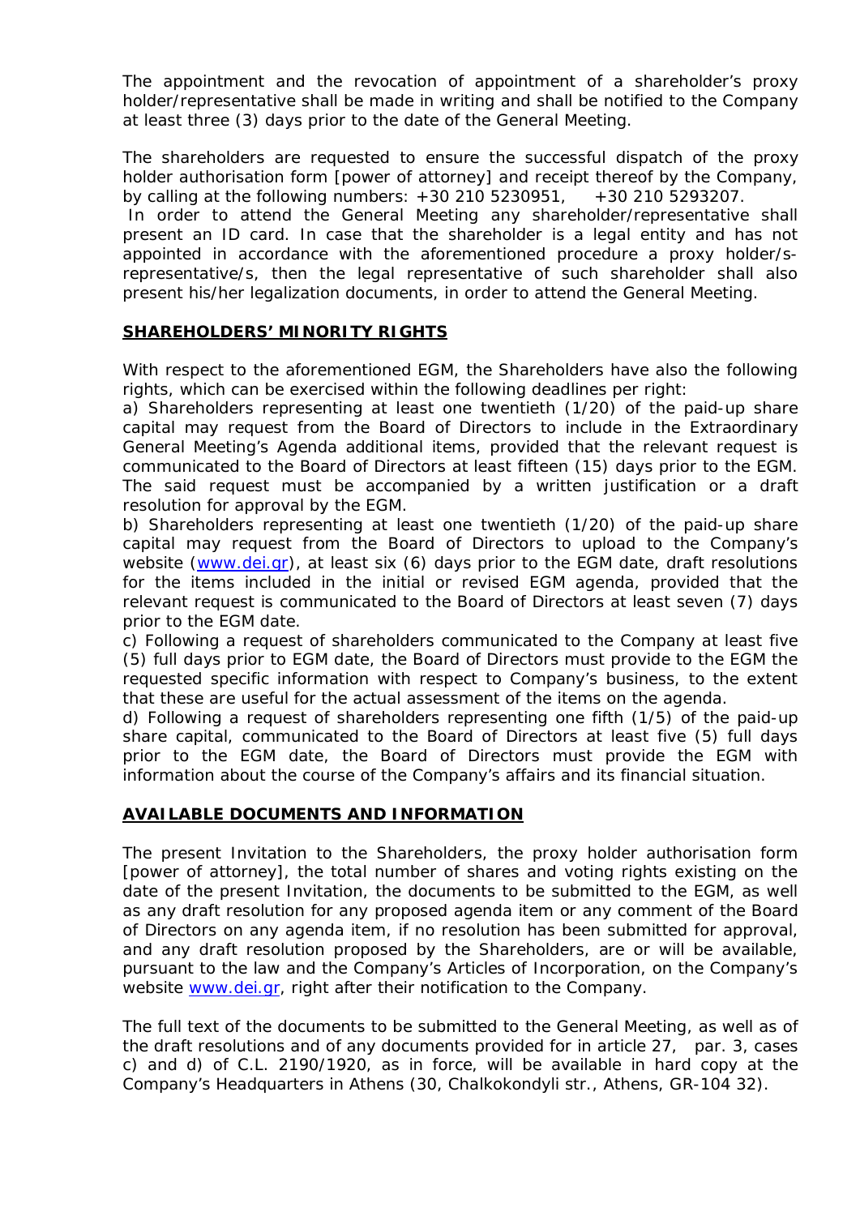The appointment and the revocation of appointment of a shareholder's proxy holder/representative shall be made in writing and shall be notified to the Company at least three (3) days prior to the date of the General Meeting.

The shareholders are requested to ensure the successful dispatch of the proxy holder authorisation form [power of attorney] and receipt thereof by the Company, by calling at the following numbers: +30 210 5230951, +30 210 5293207.

In order to attend the General Meeting any shareholder/representative shall present an ID card. In case that the shareholder is a legal entity and has not appointed in accordance with the aforementioned procedure a proxy holder/s-representative/s, then the legal representative of such shareholder shall also present his/her legalization documents, in order to attend the General Meeting.

## SHAREHOLDERS' MINORITY RIGHTS

With respect to the aforementioned EGM, the Shareholders have also the following rights, which can be exercised within the following deadlines per right:

a) Shareholders representing at least one twentieth (1/20) of the paid-up share capital may request from the Board of Directors to include in the Extraordinary General Meeting's Agenda additional items, provided that the relevant request is communicated to the Board of Directors at least fifteen (15) days prior to the EGM. The said request must be accompanied by a written justification or a draft resolution for approval by the EGM.

b) Shareholders representing at least one twentieth (1/20) of the paid-up share capital may request from the Board of Directors to upload to the Company's website (www.dei.gr), at least six (6) days prior to the EGM date, draft resolutions for the items included in the initial or revised EGM agenda, provided that the relevant request is communicated to the Board of Directors at least seven (7) days prior to the EGM date.

c) Following a request of shareholders communicated to the Company at least five (5) full days prior to EGM date, the Board of Directors must provide to the EGM the requested specific information with respect to Company's business, to the extent that these are useful for the actual assessment of the items on the agenda.

d) Following a request of shareholders representing one fifth (1/5) of the paid-up share capital, communicated to the Board of Directors at least five (5) full days prior to the EGM date, the Board of Directors must provide the EGM with information about the course of the Company's affairs and its financial situation.

## AVAILABLE DOCUMENTS AND INFORMATION

The present Invitation to the Shareholders, the proxy holder authorisation form [power of attorney], the total number of shares and voting rights existing on the date of the present Invitation, the documents to be submitted to the EGM, as well as any draft resolution for any proposed agenda item or any comment of the Board of Directors on any agenda item, if no resolution has been submitted for approval, and any draft resolution proposed by the Shareholders, are or will be available, pursuant to the law and the Company's Articles of Incorporation, on the Company's website www.dei.gr, right after their notification to the Company.

The full text of the documents to be submitted to the General Meeting, as well as of the draft resolutions and of any documents provided for in article 27, par. 3, cases c) and d) of C.L. 2190/1920, as in force, will be available in hard copy at the Company's Headquarters in Athens (30, Chalkokondyli str., Athens, GR-104 32).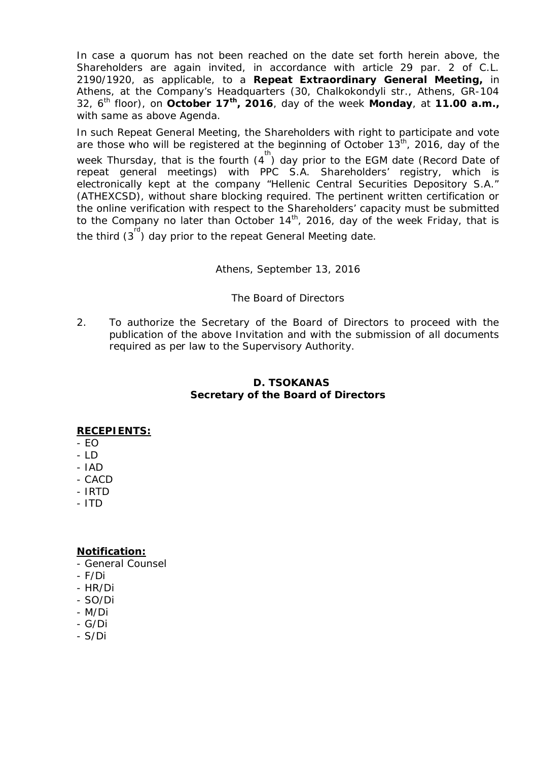In case a quorum has not been reached on the date set forth herein above, the Shareholders are again invited, in accordance with article 29 par. 2 of C.L. 2190/1920, as applicable, to a **Repeat Extraordinary General Meeting,** in Athens, at the Company's Headquarters (30, Chalkokondyli str., Athens, GR-104 32, 6th floor), on **October 17th, 2016**, day of the week **Monday**, at **11.00 a.m.,** with same as above Agenda.

In such Repeat General Meeting, the Shareholders with right to participate and vote are those who will be registered at the beginning of October 13th, 2016, day of the week Thursday, that is the fourth (4th) day prior to the EGM date (Record Date of repeat general meetings) with PPC S.A. Shareholders' registry, which is electronically kept at the company "Hellenic Central Securities Depository S.A." (ATHEXCSD), without share blocking required. The pertinent written certification or the online verification with respect to the Shareholders' capacity must be submitted to the Company no later than October 14th, 2016, day of the week Friday, that is the third (3rd) day prior to the repeat General Meeting date.

Athens, September 13, 2016

The Board of Directors

2. To authorize the Secretary of the Board of Directors to proceed with the publication of the above Invitation and with the submission of all documents required as per law to the Supervisory Authority.

**D. TSOKANAS**
**Secretary of the Board of Directors**

**RECEPIENTS:**
- EO
- LD
- IAD
- CACD
- IRTD
- ITD

**Notification:**
- General Counsel
- F/Di
- HR/Di
- SO/Di
- M/Di
- G/Di
- S/Di